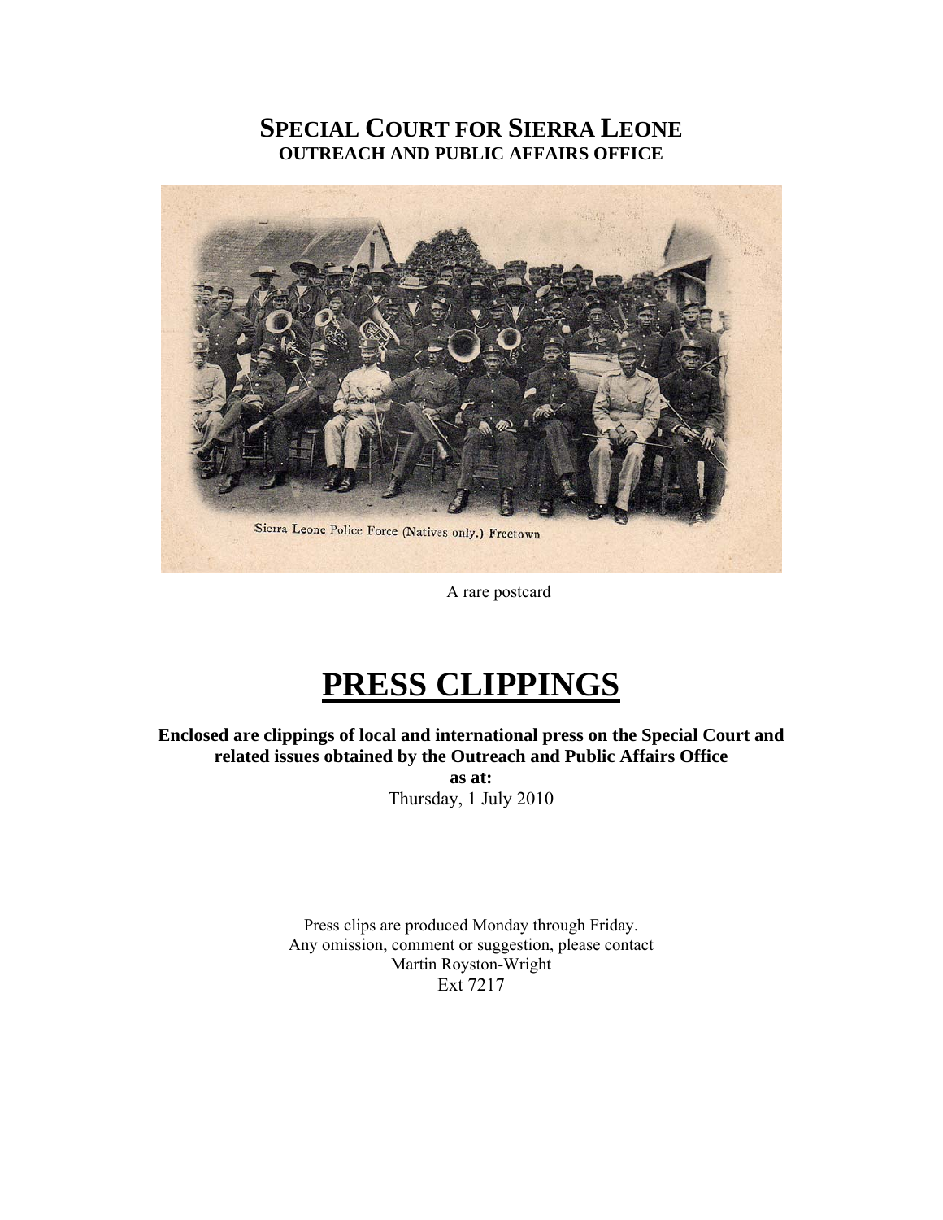# SPECIAL COURT FOR SIERRA LEONE
## OUTREACH AND PUBLIC AFFAIRS OFFICE

Sierra Leone Police Force (Natives only.) Freetown

A rare postcard

# PRESS CLIPPINGS

**Enclosed are clippings of local and international press on the Special Court and related issues obtained by the Outreach and Public Affairs Office**
**as at:**
Thursday, 1 July 2010

Press clips are produced Monday through Friday.
Any omission, comment or suggestion, please contact
Martin Royston-Wright
Ext 7217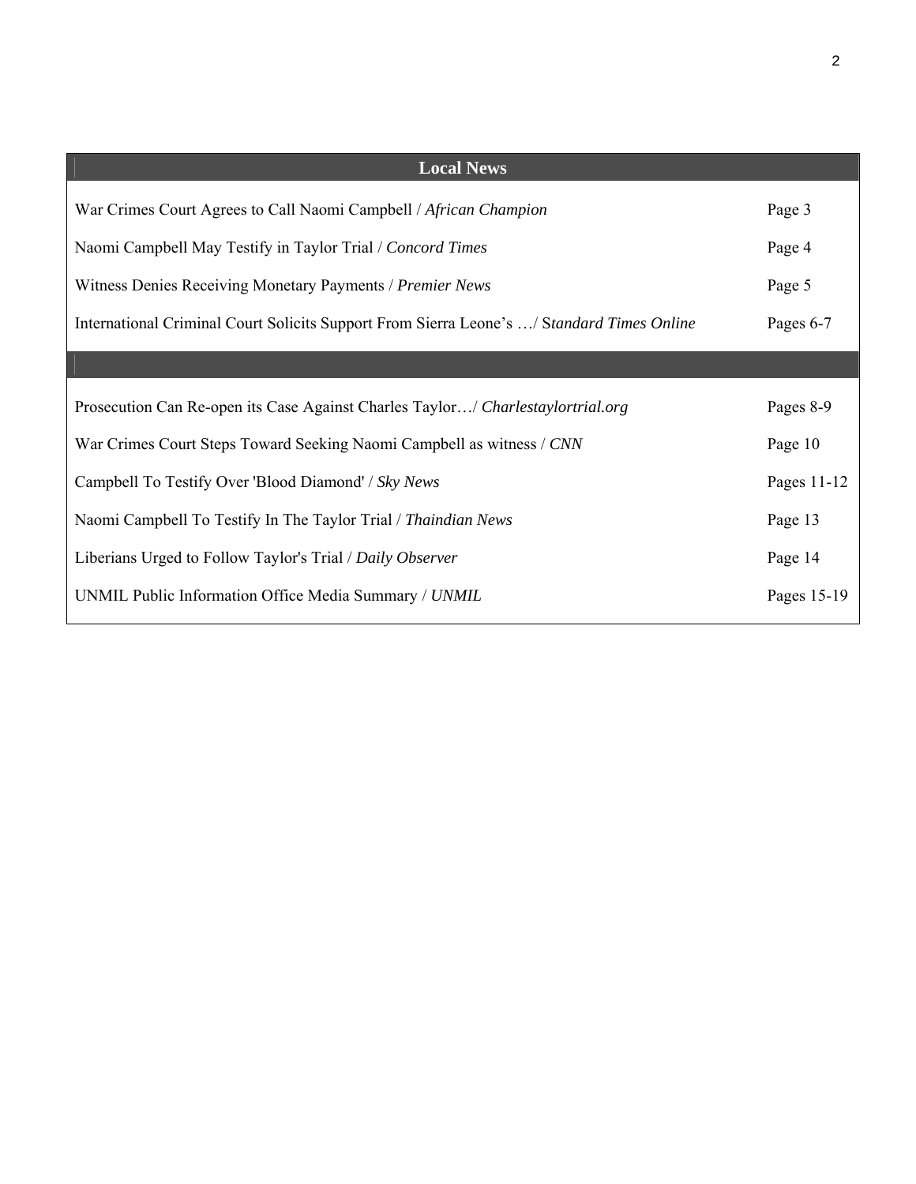| Local News | |
|---|---|
| War Crimes Court Agrees to Call Naomi Campbell / *African Champion* | Page 3 |
| Naomi Campbell May Testify in Taylor Trial / *Concord Times* | Page 4 |
| Witness Denies Receiving Monetary Payments / *Premier News* | Page 5 |
| International Criminal Court Solicits Support From Sierra Leone's …/ S*tandard Times Online* | Pages 6-7 |
| | |
| Prosecution Can Re-open its Case Against Charles Taylor…/ *Charlestaylortrial.org* | Pages 8-9 |
| War Crimes Court Steps Toward Seeking Naomi Campbell as witness / *CNN* | Page 10 |
| Campbell To Testify Over 'Blood Diamond' / *Sky News* | Pages 11-12 |
| Naomi Campbell To Testify In The Taylor Trial / *Thaindian News* | Page 13 |
| Liberians Urged to Follow Taylor's Trial / *Daily Observer* | Page 14 |
| UNMIL Public Information Office Media Summary / *UNMIL* | Pages 15-19 |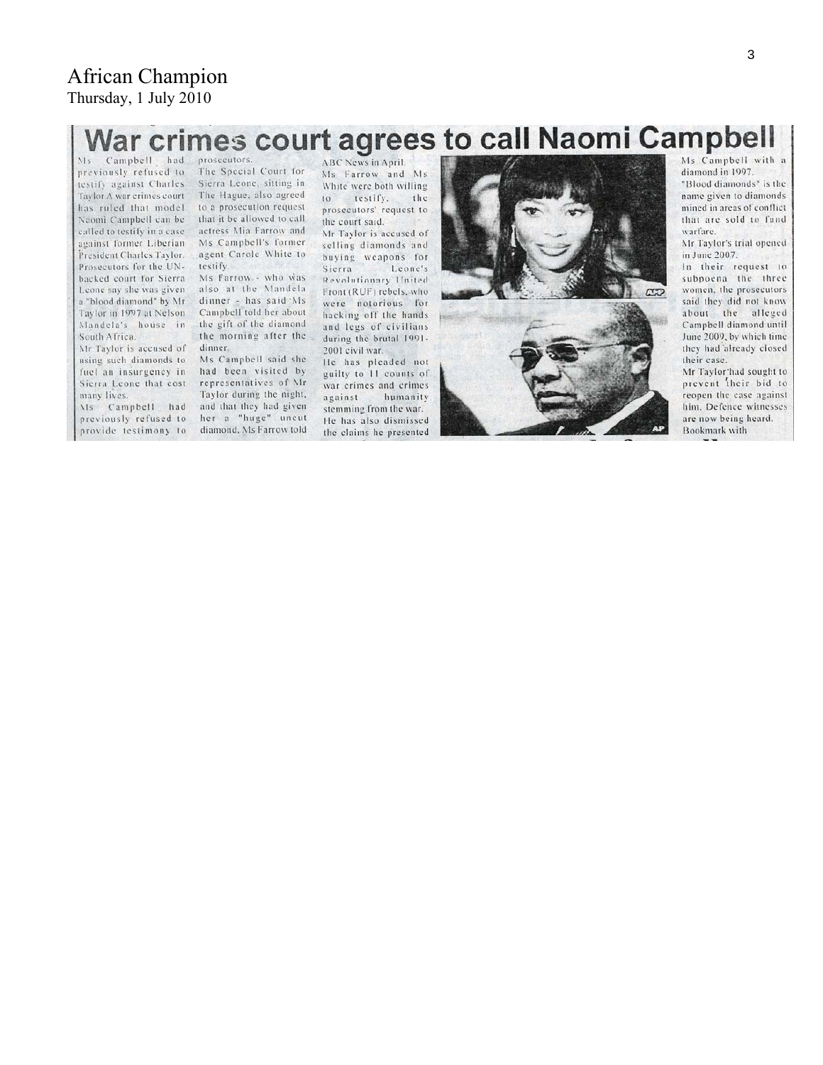# African Champion
Thursday, 1 July 2010

## War crimes court agrees to call Naomi Campbell

Ms Campbell had previously refused to testify against Charles Taylor A war crimes court has ruled that model Naomi Campbell can be called to testify in a case against former Liberian President Charles Taylor.

Prosecutors for the UN-backed court for Sierra Leone say she was given a "blood diamond" by Mr Taylor in 1997 at Nelson Mandela's house in South Africa.

Mr Taylor is accused of using such diamonds to fuel an insurgency in Sierra Leone that cost many lives.

Ms Campbell had previously refused to provide testimony to prosecutors.

The Special Court for Sierra Leone, sitting in The Hague, also agreed to a prosecution request that it be allowed to call actress Mia Farrow and Ms Campbell's former agent Carole White to testify.

Ms Farrow - who was also at the Mandela dinner - has said Ms Campbell told her about the gift of the diamond the morning after the dinner.

Ms Campbell said she had been visited by representatives of Mr Taylor during the night, and that they had given her a "huge" uncut diamond, Ms Farrow told ABC News in April.

Ms Farrow and Ms White were both willing to testify, the prosecutors' request to the court said.

Mr Taylor is accused of selling diamonds and buying weapons for Sierra Leone's Revolutionary United Front (RUF) rebels, who were notorious for hacking off the hands and legs of civilians during the brutal 1991-2001 civil war.

He has pleaded not guilty to 11 counts of war crimes and crimes against humanity stemming from the war.

He has also dismissed the claims he presented Ms Campbell with a diamond in 1997.

"Blood diamonds" is the name given to diamonds mined in areas of conflict that are sold to fund warfare.

Mr Taylor's trial opened in June 2007.

In their request to subpoena the three women, the prosecutors said they did not know about the alleged Campbell diamond until June 2009, by which time they had already closed their case.

Mr Taylor had sought to prevent their bid to reopen the case against him. Defence witnesses are now being heard.

Bookmark with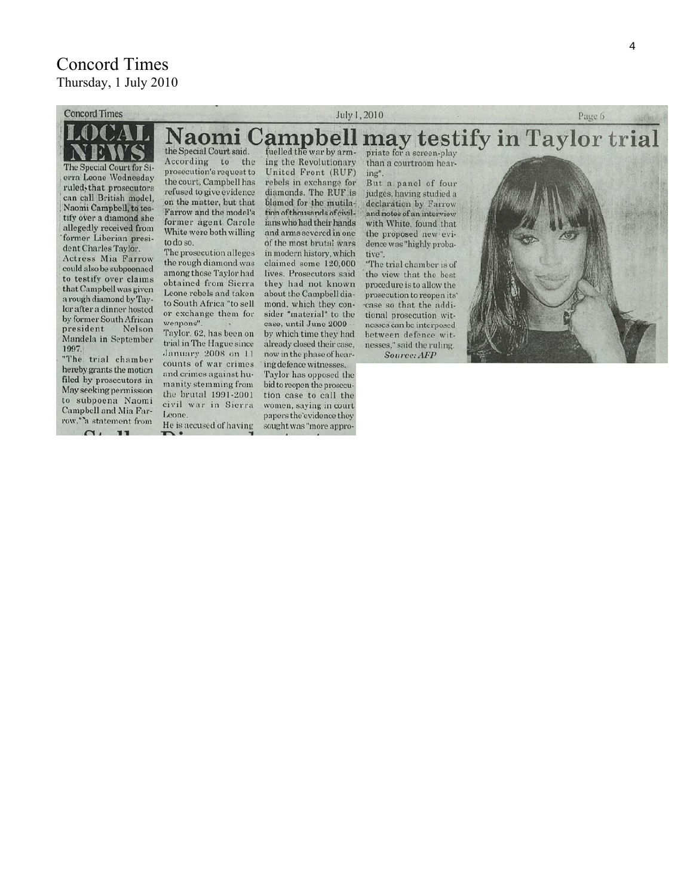Concord Times
Thursday, 1 July 2010

LOCAL NEWS

# Naomi Campbell may testify in Taylor trial

The Special Court for Sierra Leone Wednesday ruled, that prosecutors can call British model, Naomi Campbell, to testify over a diamond she allegedly received from former Liberian president Charles Taylor.

Actress Mia Farrow could also be subpoenaed to testify over claims that Campbell was given a rough diamond by Taylor after a dinner hosted by former South African president Nelson Mandela in September 1997.

"The trial chamber hereby grants the motion filed by prosecutors in May seeking permission to subpoena Naomi Campbell and Mia Farrow," a statement from the Special Court said.

According to the court, Campbell has refused to give evidence on the matter, but that Farrow and the model's former agent Carole White were both willing to do so.

The prosecution alleges the rough diamond was among those Taylor had obtained from Sierra Leone rebels and taken to South Africa "to sell or exchange them for weapons".

Taylor, 62, has been on trial in The Hague since January 2008 on 11 counts of war crimes and crimes against humanity stemming from the brutal 1991-2001 civil war in Sierra Leone.

He is accused of having fuelled the war by arming the Revolutionary United Front (RUF) rebels in exchange for diamonds. The RUF is blamed for the mutilation of thousands of civilians who had their hands and arms severed in one of the most brutal wars in modern history, which claimed some 120,000 lives. Prosecutors said they had not known about the Campbell diamond, which they consider "material" to the case, until June 2009 – by which time they had already closed their case, now in the phase of hearing defence witnesses.

Taylor has opposed the bid to reopen the prosecution case to call the women, saying in court papers the evidence they sought was "more appropriate for a screen-play than a courtroom hearing".

But a panel of four judges, having studied a declaration by Farrow and notes of an interview with White, found that the proposed new evidence was "highly probative".

"The trial chamber is of the view that the best procedure is to allow the prosecution to reopen its case so that the additional prosecution witnesses can be interposed between defence witnesses," said the ruling.

*Source: AFP*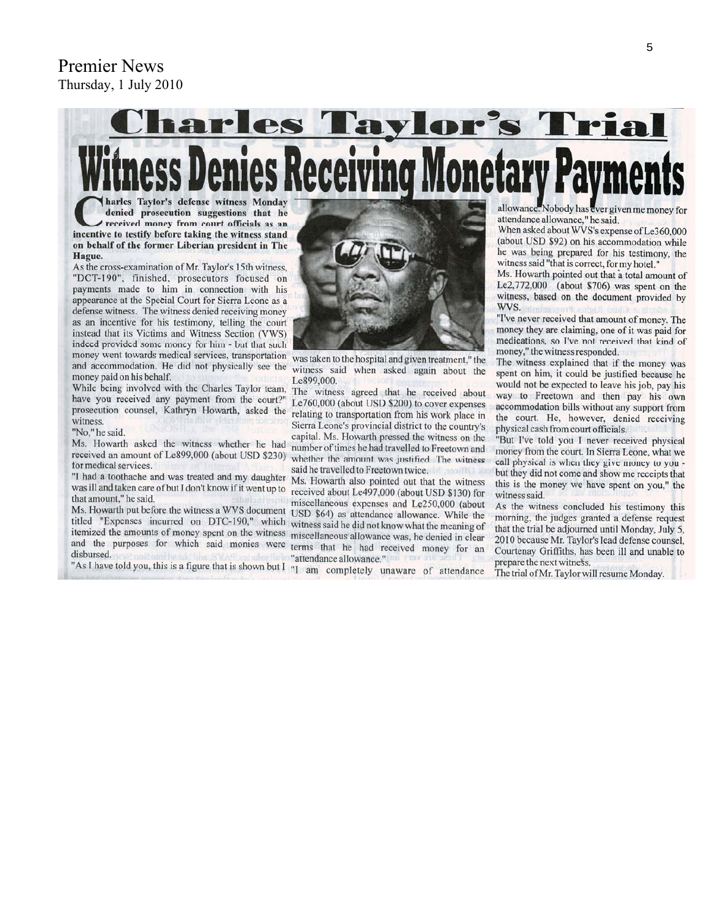Premier News
Thursday, 1 July 2010

# Charles Taylor's Trial

## Witness Denies Receiving Monetary Payments

**Charles Taylor's defense witness Monday denied prosecution suggestions that he received money from court officials as an incentive to testify before taking the witness stand on behalf of the former Liberian president in The Hague.**

As the cross-examination of Mr. Taylor's 15th witness, "DCT-190", finished, prosecutors focused on payments made to him in connection with his appearance at the Special Court for Sierra Leone as a defense witness. The witness denied receiving money as an incentive for his testimony, telling the court instead that its Victims and Witness Section (VWS) indeed provided some money for him - but that such money went towards medical services, transportation and accommodation. He did not physically see the money paid on his behalf.

While being involved with the Charles Taylor team, have you received any payment from the court?" prosecution counsel, Kathryn Howarth, asked the witness.

"No," he said.

Ms. Howarth asked the witness whether he had received an amount of Le899,000 (about USD $230) for medical services.

"I had a toothache and was treated and my daughter was ill and taken care of but I don't know if it went up to that amount," he said.

Ms. Howarth put before the witness a WVS document titled "Expenses incurred on DTC-190," which itemized the amounts of money spent on the witness and the purposes for which said monies were disbursed.

"As I have told you, this is a figure that is shown but I was taken to the hospital and given treatment," the witness said when asked again about the Le899,000.

The witness agreed that he received about Le760,000 (about USD $200) to cover expenses relating to transportation from his work place in Sierra Leone's provincial district to the country's capital. Ms. Howarth pressed the witness on the number of times he had travelled to Freetown and whether the amount was justified. The witness said he travelled to Freetown twice.

Ms. Howarth also pointed out that the witness received about Le497,000 (about USD $130) for miscellaneous expenses and Le250,000 (about USD $64) as attendance allowance. While the witness said he did not know what the meaning of miscellaneous allowance was, he denied in clear terms that he had received money for an "attendance allowance."

"I am completely unaware of attendance allowance. Nobody has ever given me money for attendance allowance," he said.

When asked about WVS's expense of Le360,000 (about USD $92) on his accommodation while he was being prepared for his testimony, the witness said "that is correct, for my hotel."

Ms. Howarth pointed out that a total amount of Le2,772,000 (about $706) was spent on the witness, based on the document provided by WVS.

"I've never received that amount of money. The money they are claiming, one of it was paid for medications, so I've not received that kind of money," the witness responded.

The witness explained that if the money was spent on him, it could be justified because he would not be expected to leave his job, pay his way to Freetown and then pay his own accommodation bills without any support from the court. He, however, denied receiving physical cash from court officials.

"But I've told you I never received physical money from the court. In Sierra Leone, what we call physical is when they give money to you - but they did not come and show me receipts that this is the money we have spent on you," the witness said.

As the witness concluded his testimony this morning, the judges granted a defense request that the trial be adjourned until Monday, July 5, 2010 because Mr. Taylor's lead defense counsel, Courtenay Griffiths, has been ill and unable to prepare the next witness.

The trial of Mr. Taylor will resume Monday.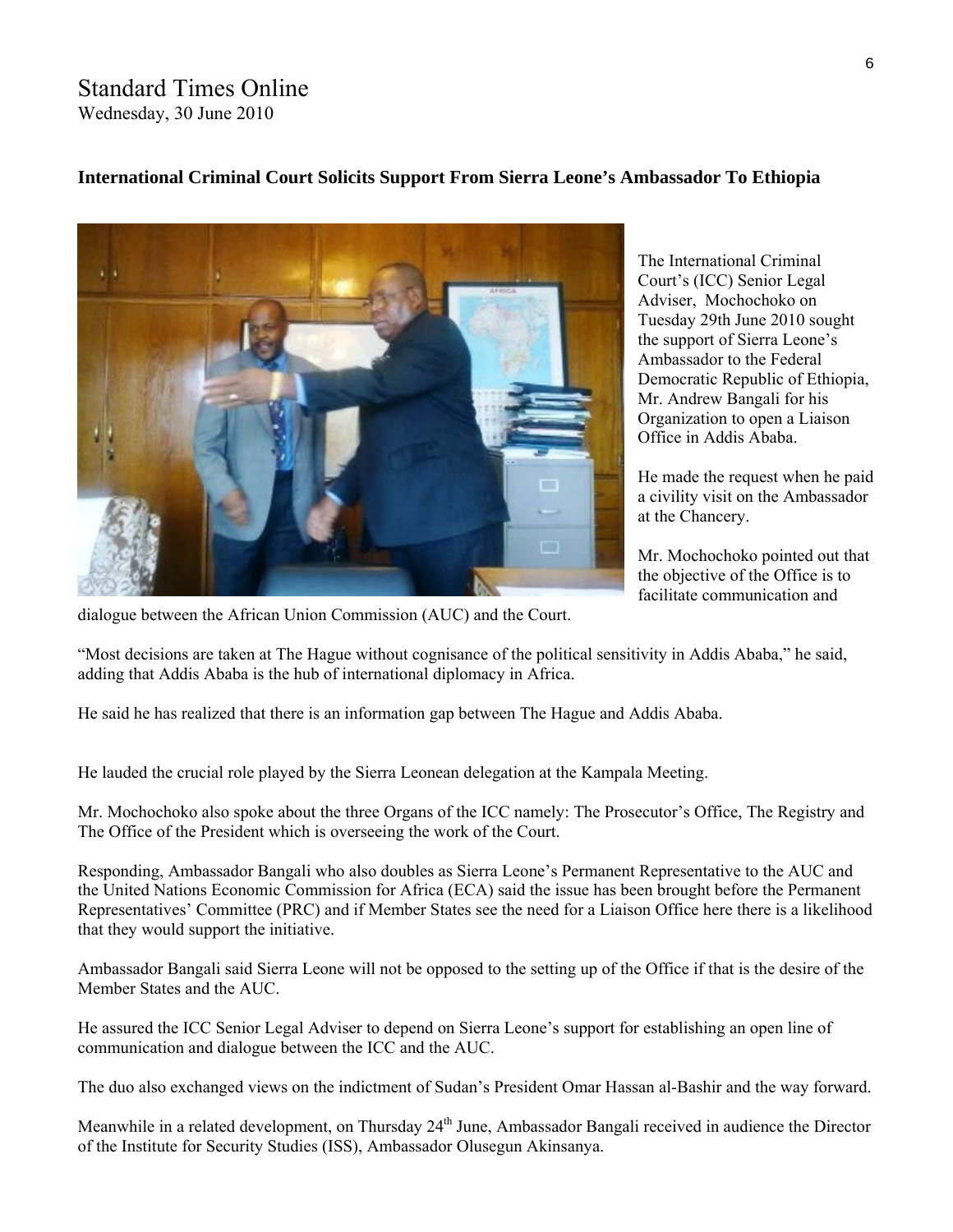# Standard Times Online

Wednesday, 30 June 2010

## International Criminal Court Solicits Support From Sierra Leone's Ambassador To Ethiopia

The International Criminal Court's (ICC) Senior Legal Adviser, Mochochoko on Tuesday 29th June 2010 sought the support of Sierra Leone's Ambassador to the Federal Democratic Republic of Ethiopia, Mr. Andrew Bangali for his Organization to open a Liaison Office in Addis Ababa.

He made the request when he paid a civility visit on the Ambassador at the Chancery.

Mr. Mochochoko pointed out that the objective of the Office is to facilitate communication and dialogue between the African Union Commission (AUC) and the Court.

"Most decisions are taken at The Hague without cognisance of the political sensitivity in Addis Ababa," he said, adding that Addis Ababa is the hub of international diplomacy in Africa.

He said he has realized that there is an information gap between The Hague and Addis Ababa.

He lauded the crucial role played by the Sierra Leonean delegation at the Kampala Meeting.

Mr. Mochochoko also spoke about the three Organs of the ICC namely: The Prosecutor's Office, The Registry and The Office of the President which is overseeing the work of the Court.

Responding, Ambassador Bangali who also doubles as Sierra Leone's Permanent Representative to the AUC and the United Nations Economic Commission for Africa (ECA) said the issue has been brought before the Permanent Representatives' Committee (PRC) and if Member States see the need for a Liaison Office here there is a likelihood that they would support the initiative.

Ambassador Bangali said Sierra Leone will not be opposed to the setting up of the Office if that is the desire of the Member States and the AUC.

He assured the ICC Senior Legal Adviser to depend on Sierra Leone's support for establishing an open line of communication and dialogue between the ICC and the AUC.

The duo also exchanged views on the indictment of Sudan's President Omar Hassan al-Bashir and the way forward.

Meanwhile in a related development, on Thursday 24th June, Ambassador Bangali received in audience the Director of the Institute for Security Studies (ISS), Ambassador Olusegun Akinsanya.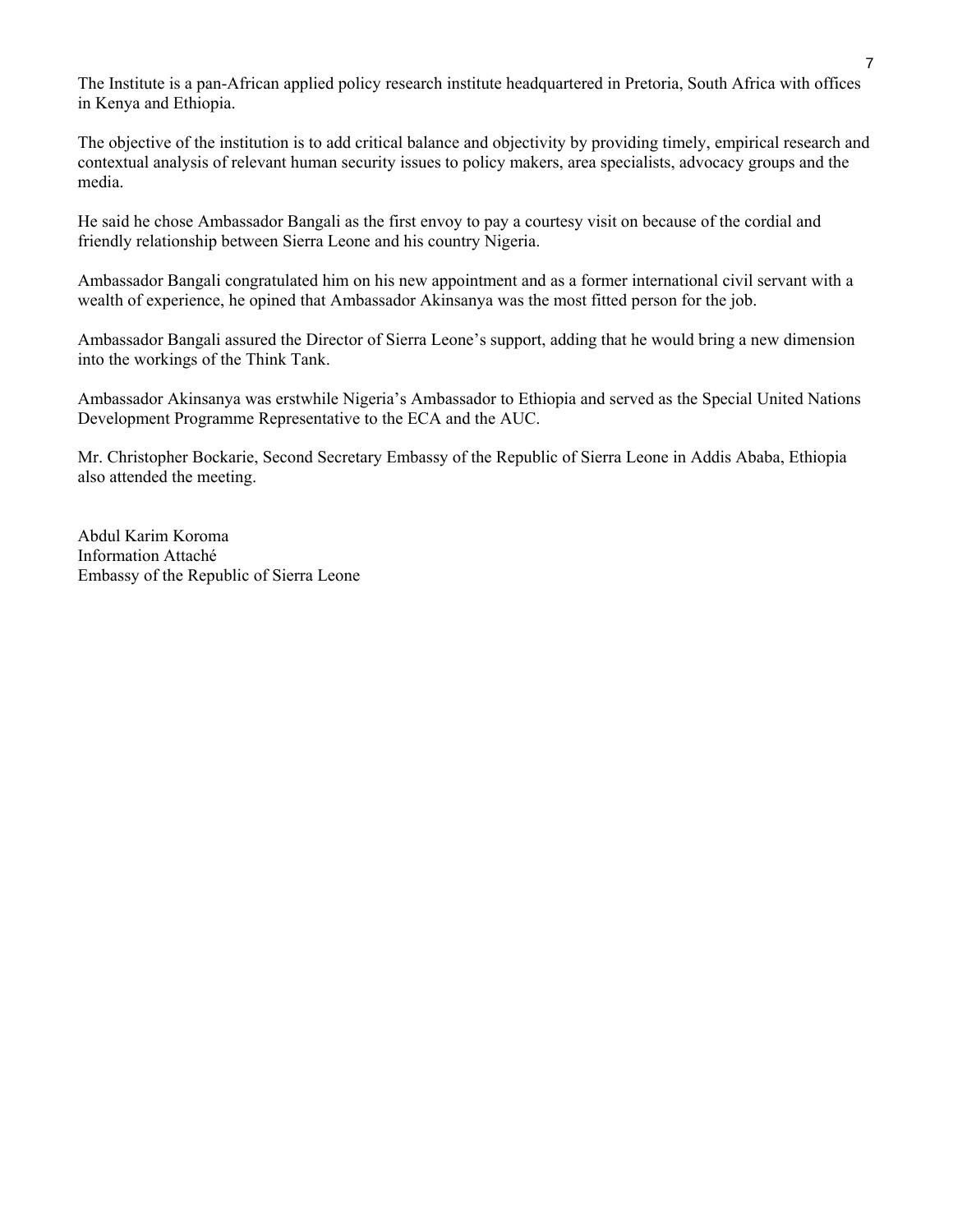The Institute is a pan-African applied policy research institute headquartered in Pretoria, South Africa with offices in Kenya and Ethiopia.

The objective of the institution is to add critical balance and objectivity by providing timely, empirical research and contextual analysis of relevant human security issues to policy makers, area specialists, advocacy groups and the media.

He said he chose Ambassador Bangali as the first envoy to pay a courtesy visit on because of the cordial and friendly relationship between Sierra Leone and his country Nigeria.

Ambassador Bangali congratulated him on his new appointment and as a former international civil servant with a wealth of experience, he opined that Ambassador Akinsanya was the most fitted person for the job.

Ambassador Bangali assured the Director of Sierra Leone's support, adding that he would bring a new dimension into the workings of the Think Tank.

Ambassador Akinsanya was erstwhile Nigeria's Ambassador to Ethiopia and served as the Special United Nations Development Programme Representative to the ECA and the AUC.

Mr. Christopher Bockarie, Second Secretary Embassy of the Republic of Sierra Leone in Addis Ababa, Ethiopia also attended the meeting.

Abdul Karim Koroma
Information Attaché
Embassy of the Republic of Sierra Leone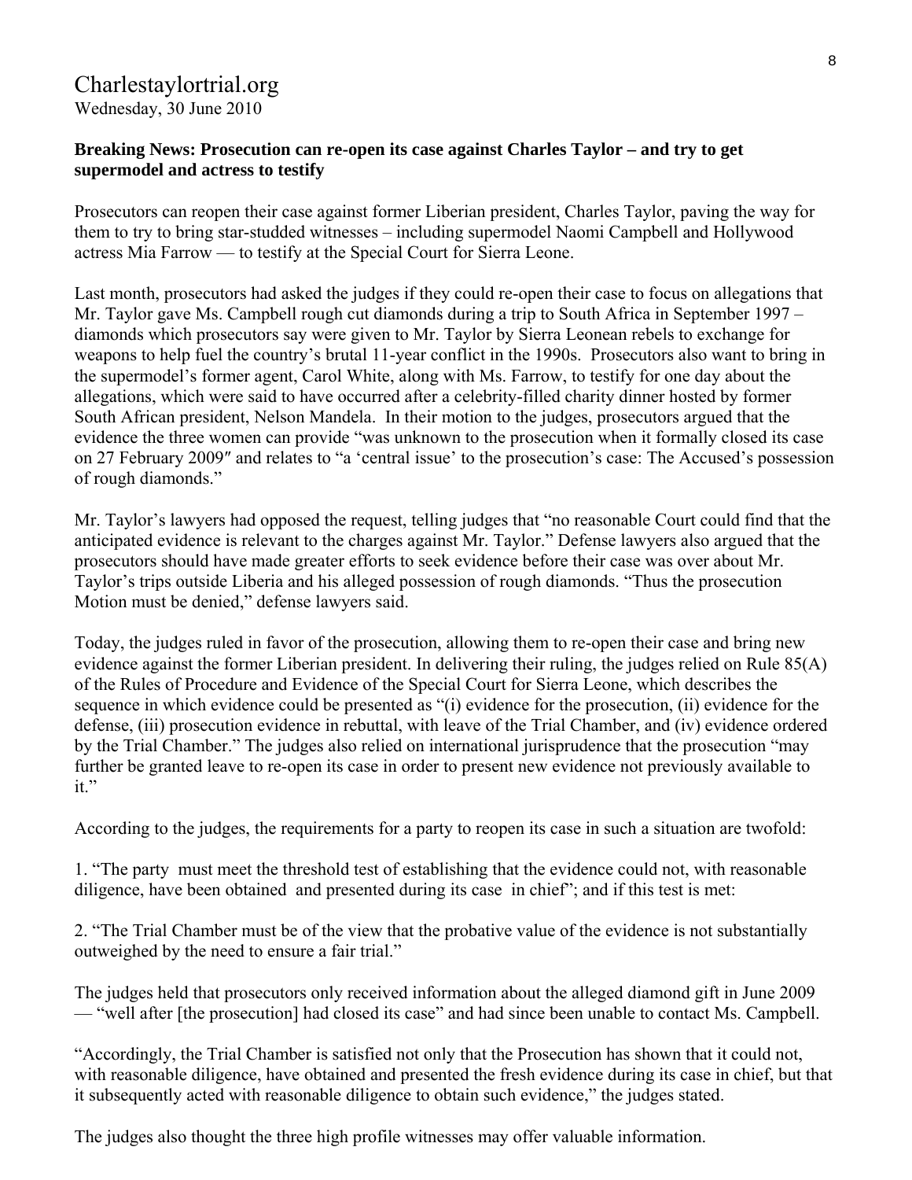# Charlestaylortrial.org

Wednesday, 30 June 2010

**Breaking News: Prosecution can re-open its case against Charles Taylor – and try to get supermodel and actress to testify**

Prosecutors can reopen their case against former Liberian president, Charles Taylor, paving the way for them to try to bring star-studded witnesses – including supermodel Naomi Campbell and Hollywood actress Mia Farrow — to testify at the Special Court for Sierra Leone.

Last month, prosecutors had asked the judges if they could re-open their case to focus on allegations that Mr. Taylor gave Ms. Campbell rough cut diamonds during a trip to South Africa in September 1997 – diamonds which prosecutors say were given to Mr. Taylor by Sierra Leonean rebels to exchange for weapons to help fuel the country's brutal 11-year conflict in the 1990s. Prosecutors also want to bring in the supermodel's former agent, Carol White, along with Ms. Farrow, to testify for one day about the allegations, which were said to have occurred after a celebrity-filled charity dinner hosted by former South African president, Nelson Mandela. In their motion to the judges, prosecutors argued that the evidence the three women can provide "was unknown to the prosecution when it formally closed its case on 27 February 2009″ and relates to "a 'central issue' to the prosecution's case: The Accused's possession of rough diamonds."

Mr. Taylor's lawyers had opposed the request, telling judges that "no reasonable Court could find that the anticipated evidence is relevant to the charges against Mr. Taylor." Defense lawyers also argued that the prosecutors should have made greater efforts to seek evidence before their case was over about Mr. Taylor's trips outside Liberia and his alleged possession of rough diamonds. "Thus the prosecution Motion must be denied," defense lawyers said.

Today, the judges ruled in favor of the prosecution, allowing them to re-open their case and bring new evidence against the former Liberian president. In delivering their ruling, the judges relied on Rule 85(A) of the Rules of Procedure and Evidence of the Special Court for Sierra Leone, which describes the sequence in which evidence could be presented as "(i) evidence for the prosecution, (ii) evidence for the defense, (iii) prosecution evidence in rebuttal, with leave of the Trial Chamber, and (iv) evidence ordered by the Trial Chamber." The judges also relied on international jurisprudence that the prosecution "may further be granted leave to re-open its case in order to present new evidence not previously available to it."

According to the judges, the requirements for a party to reopen its case in such a situation are twofold:

1. "The party must meet the threshold test of establishing that the evidence could not, with reasonable diligence, have been obtained and presented during its case in chief"; and if this test is met:

2. "The Trial Chamber must be of the view that the probative value of the evidence is not substantially outweighed by the need to ensure a fair trial."

The judges held that prosecutors only received information about the alleged diamond gift in June 2009 — "well after [the prosecution] had closed its case" and had since been unable to contact Ms. Campbell.

"Accordingly, the Trial Chamber is satisfied not only that the Prosecution has shown that it could not, with reasonable diligence, have obtained and presented the fresh evidence during its case in chief, but that it subsequently acted with reasonable diligence to obtain such evidence," the judges stated.

The judges also thought the three high profile witnesses may offer valuable information.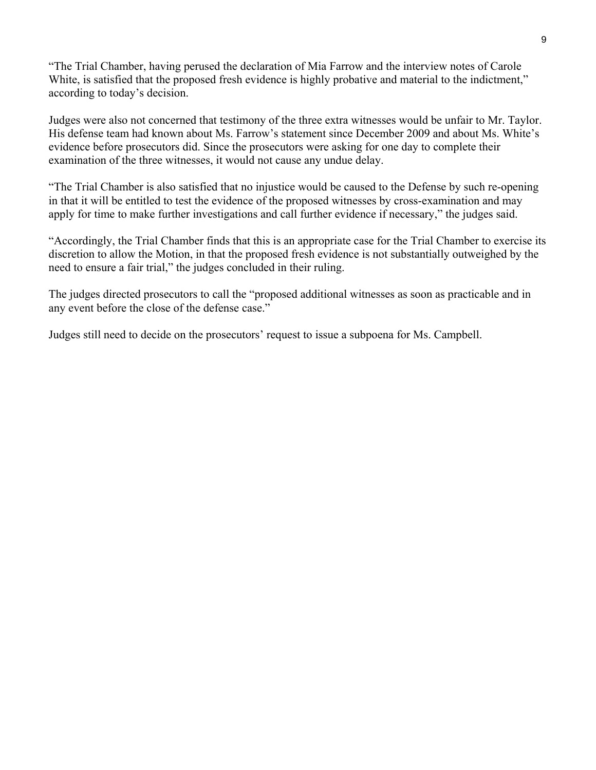"The Trial Chamber, having perused the declaration of Mia Farrow and the interview notes of Carole White, is satisfied that the proposed fresh evidence is highly probative and material to the indictment," according to today's decision.

Judges were also not concerned that testimony of the three extra witnesses would be unfair to Mr. Taylor. His defense team had known about Ms. Farrow's statement since December 2009 and about Ms. White's evidence before prosecutors did. Since the prosecutors were asking for one day to complete their examination of the three witnesses, it would not cause any undue delay.

"The Trial Chamber is also satisfied that no injustice would be caused to the Defense by such re-opening in that it will be entitled to test the evidence of the proposed witnesses by cross-examination and may apply for time to make further investigations and call further evidence if necessary," the judges said.

"Accordingly, the Trial Chamber finds that this is an appropriate case for the Trial Chamber to exercise its discretion to allow the Motion, in that the proposed fresh evidence is not substantially outweighed by the need to ensure a fair trial," the judges concluded in their ruling.

The judges directed prosecutors to call the "proposed additional witnesses as soon as practicable and in any event before the close of the defense case."

Judges still need to decide on the prosecutors' request to issue a subpoena for Ms. Campbell.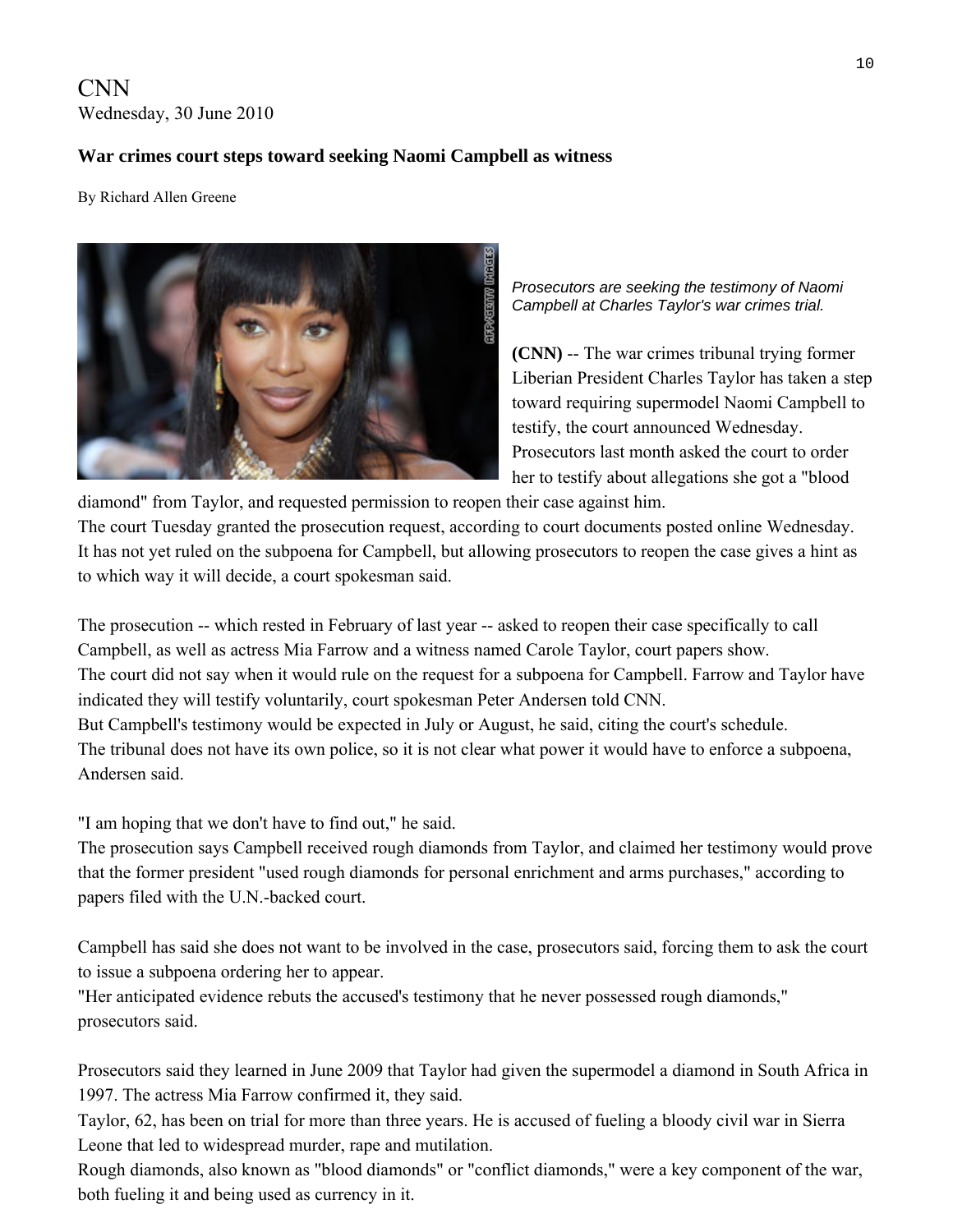CNN
Wednesday, 30 June 2010

**War crimes court steps toward seeking Naomi Campbell as witness**

By Richard Allen Greene

*Prosecutors are seeking the testimony of Naomi Campbell at Charles Taylor's war crimes trial.*

**(CNN)** -- The war crimes tribunal trying former Liberian President Charles Taylor has taken a step toward requiring supermodel Naomi Campbell to testify, the court announced Wednesday. Prosecutors last month asked the court to order her to testify about allegations she got a "blood diamond" from Taylor, and requested permission to reopen their case against him.

The court Tuesday granted the prosecution request, according to court documents posted online Wednesday. It has not yet ruled on the subpoena for Campbell, but allowing prosecutors to reopen the case gives a hint as to which way it will decide, a court spokesman said.

The prosecution -- which rested in February of last year -- asked to reopen their case specifically to call Campbell, as well as actress Mia Farrow and a witness named Carole Taylor, court papers show.

The court did not say when it would rule on the request for a subpoena for Campbell. Farrow and Taylor have indicated they will testify voluntarily, court spokesman Peter Andersen told CNN.

But Campbell's testimony would be expected in July or August, he said, citing the court's schedule.

The tribunal does not have its own police, so it is not clear what power it would have to enforce a subpoena, Andersen said.

"I am hoping that we don't have to find out," he said.

The prosecution says Campbell received rough diamonds from Taylor, and claimed her testimony would prove that the former president "used rough diamonds for personal enrichment and arms purchases," according to papers filed with the U.N.-backed court.

Campbell has said she does not want to be involved in the case, prosecutors said, forcing them to ask the court to issue a subpoena ordering her to appear.

"Her anticipated evidence rebuts the accused's testimony that he never possessed rough diamonds," prosecutors said.

Prosecutors said they learned in June 2009 that Taylor had given the supermodel a diamond in South Africa in 1997. The actress Mia Farrow confirmed it, they said.

Taylor, 62, has been on trial for more than three years. He is accused of fueling a bloody civil war in Sierra Leone that led to widespread murder, rape and mutilation.

Rough diamonds, also known as "blood diamonds" or "conflict diamonds," were a key component of the war, both fueling it and being used as currency in it.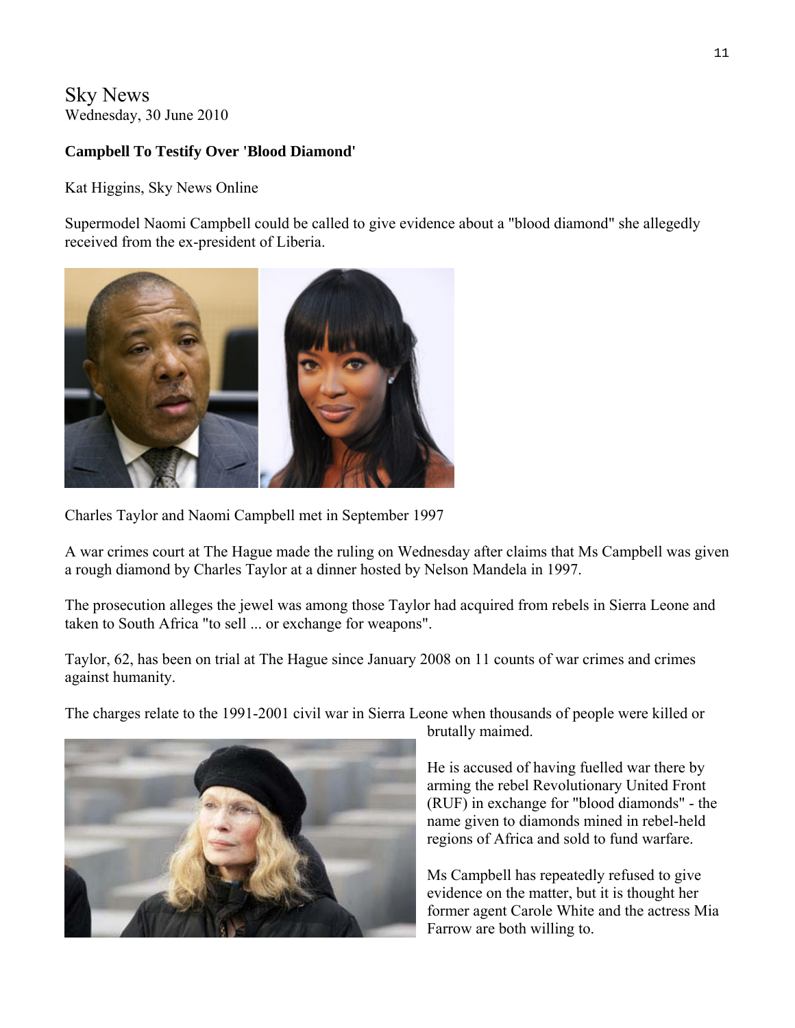Sky News
Wednesday, 30 June 2010

**Campbell To Testify Over 'Blood Diamond'**

Kat Higgins, Sky News Online

Supermodel Naomi Campbell could be called to give evidence about a "blood diamond" she allegedly received from the ex-president of Liberia.

Charles Taylor and Naomi Campbell met in September 1997

A war crimes court at The Hague made the ruling on Wednesday after claims that Ms Campbell was given a rough diamond by Charles Taylor at a dinner hosted by Nelson Mandela in 1997.

The prosecution alleges the jewel was among those Taylor had acquired from rebels in Sierra Leone and taken to South Africa "to sell ... or exchange for weapons".

Taylor, 62, has been on trial at The Hague since January 2008 on 11 counts of war crimes and crimes against humanity.

The charges relate to the 1991-2001 civil war in Sierra Leone when thousands of people were killed or brutally maimed.

He is accused of having fuelled war there by arming the rebel Revolutionary United Front (RUF) in exchange for "blood diamonds" - the name given to diamonds mined in rebel-held regions of Africa and sold to fund warfare.

Ms Campbell has repeatedly refused to give evidence on the matter, but it is thought her former agent Carole White and the actress Mia Farrow are both willing to.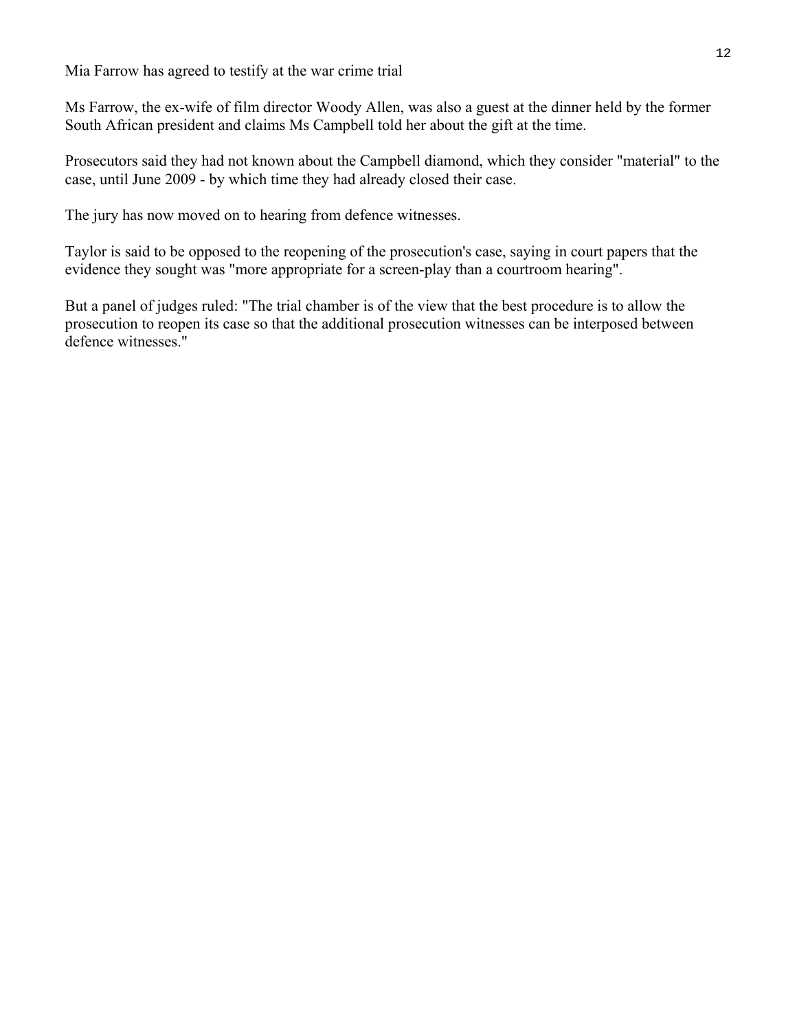Mia Farrow has agreed to testify at the war crime trial

Ms Farrow, the ex-wife of film director Woody Allen, was also a guest at the dinner held by the former South African president and claims Ms Campbell told her about the gift at the time.

Prosecutors said they had not known about the Campbell diamond, which they consider "material" to the case, until June 2009 - by which time they had already closed their case.

The jury has now moved on to hearing from defence witnesses.

Taylor is said to be opposed to the reopening of the prosecution's case, saying in court papers that the evidence they sought was "more appropriate for a screen-play than a courtroom hearing".

But a panel of judges ruled: "The trial chamber is of the view that the best procedure is to allow the prosecution to reopen its case so that the additional prosecution witnesses can be interposed between defence witnesses."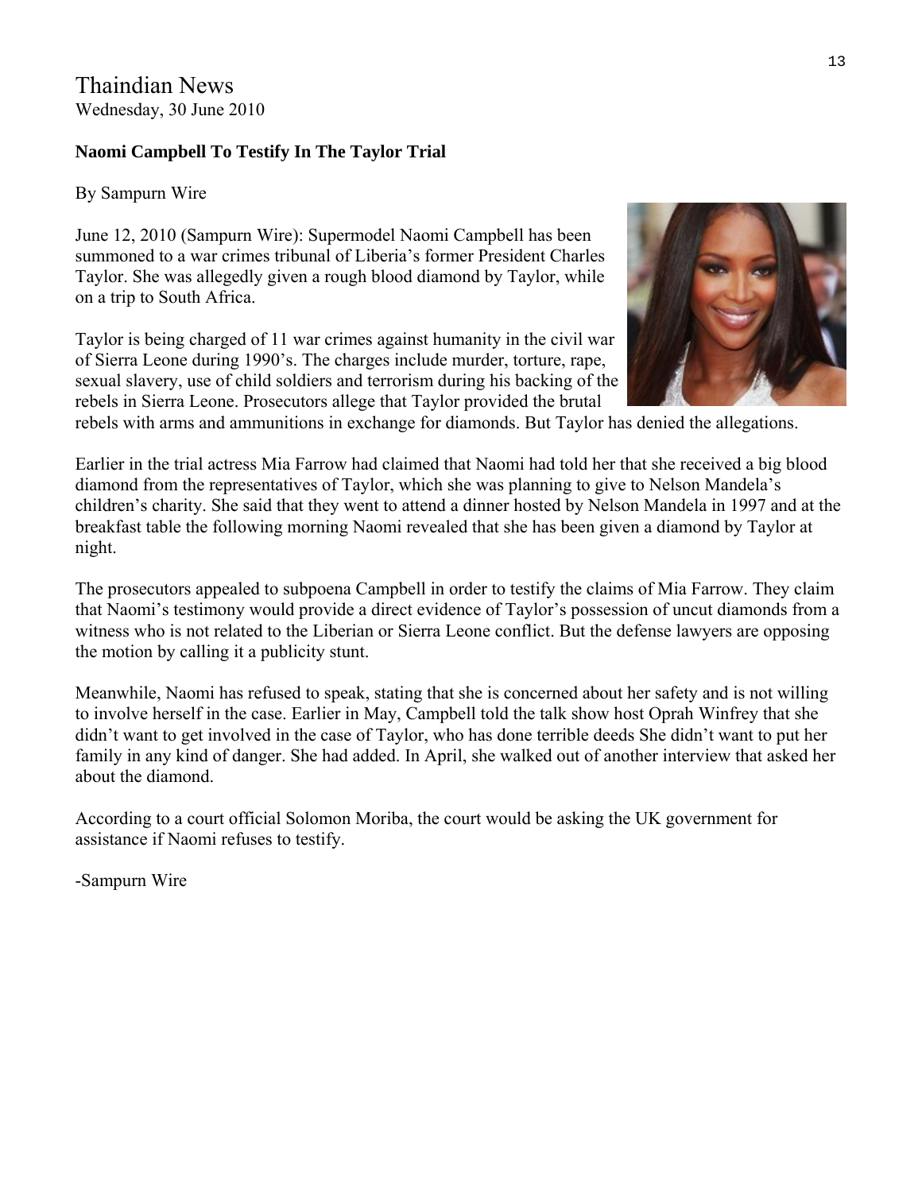Thaindian News
Wednesday, 30 June 2010

**Naomi Campbell To Testify In The Taylor Trial**

By Sampurn Wire

June 12, 2010 (Sampurn Wire): Supermodel Naomi Campbell has been summoned to a war crimes tribunal of Liberia's former President Charles Taylor. She was allegedly given a rough blood diamond by Taylor, while on a trip to South Africa.

Taylor is being charged of 11 war crimes against humanity in the civil war of Sierra Leone during 1990's. The charges include murder, torture, rape, sexual slavery, use of child soldiers and terrorism during his backing of the rebels in Sierra Leone. Prosecutors allege that Taylor provided the brutal rebels with arms and ammunitions in exchange for diamonds. But Taylor has denied the allegations.

Earlier in the trial actress Mia Farrow had claimed that Naomi had told her that she received a big blood diamond from the representatives of Taylor, which she was planning to give to Nelson Mandela's children's charity. She said that they went to attend a dinner hosted by Nelson Mandela in 1997 and at the breakfast table the following morning Naomi revealed that she has been given a diamond by Taylor at night.

The prosecutors appealed to subpoena Campbell in order to testify the claims of Mia Farrow. They claim that Naomi's testimony would provide a direct evidence of Taylor's possession of uncut diamonds from a witness who is not related to the Liberian or Sierra Leone conflict. But the defense lawyers are opposing the motion by calling it a publicity stunt.

Meanwhile, Naomi has refused to speak, stating that she is concerned about her safety and is not willing to involve herself in the case. Earlier in May, Campbell told the talk show host Oprah Winfrey that she didn't want to get involved in the case of Taylor, who has done terrible deeds She didn't want to put her family in any kind of danger. She had added. In April, she walked out of another interview that asked her about the diamond.

According to a court official Solomon Moriba, the court would be asking the UK government for assistance if Naomi refuses to testify.

-Sampurn Wire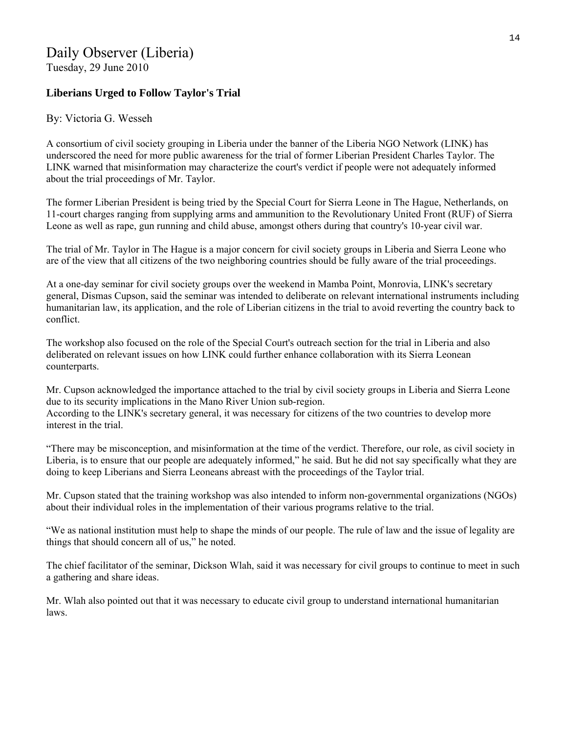# Daily Observer (Liberia)

Tuesday, 29 June 2010

**Liberians Urged to Follow Taylor's Trial**

By: Victoria G. Wesseh

A consortium of civil society grouping in Liberia under the banner of the Liberia NGO Network (LINK) has underscored the need for more public awareness for the trial of former Liberian President Charles Taylor. The LINK warned that misinformation may characterize the court's verdict if people were not adequately informed about the trial proceedings of Mr. Taylor.

The former Liberian President is being tried by the Special Court for Sierra Leone in The Hague, Netherlands, on 11-court charges ranging from supplying arms and ammunition to the Revolutionary United Front (RUF) of Sierra Leone as well as rape, gun running and child abuse, amongst others during that country's 10-year civil war.

The trial of Mr. Taylor in The Hague is a major concern for civil society groups in Liberia and Sierra Leone who are of the view that all citizens of the two neighboring countries should be fully aware of the trial proceedings.

At a one-day seminar for civil society groups over the weekend in Mamba Point, Monrovia, LINK's secretary general, Dismas Cupson, said the seminar was intended to deliberate on relevant international instruments including humanitarian law, its application, and the role of Liberian citizens in the trial to avoid reverting the country back to conflict.

The workshop also focused on the role of the Special Court's outreach section for the trial in Liberia and also deliberated on relevant issues on how LINK could further enhance collaboration with its Sierra Leonean counterparts.

Mr. Cupson acknowledged the importance attached to the trial by civil society groups in Liberia and Sierra Leone due to its security implications in the Mano River Union sub-region.
According to the LINK's secretary general, it was necessary for citizens of the two countries to develop more interest in the trial.

"There may be misconception, and misinformation at the time of the verdict. Therefore, our role, as civil society in Liberia, is to ensure that our people are adequately informed," he said. But he did not say specifically what they are doing to keep Liberians and Sierra Leoneans abreast with the proceedings of the Taylor trial.

Mr. Cupson stated that the training workshop was also intended to inform non-governmental organizations (NGOs) about their individual roles in the implementation of their various programs relative to the trial.

"We as national institution must help to shape the minds of our people. The rule of law and the issue of legality are things that should concern all of us," he noted.

The chief facilitator of the seminar, Dickson Wlah, said it was necessary for civil groups to continue to meet in such a gathering and share ideas.

Mr. Wlah also pointed out that it was necessary to educate civil group to understand international humanitarian laws.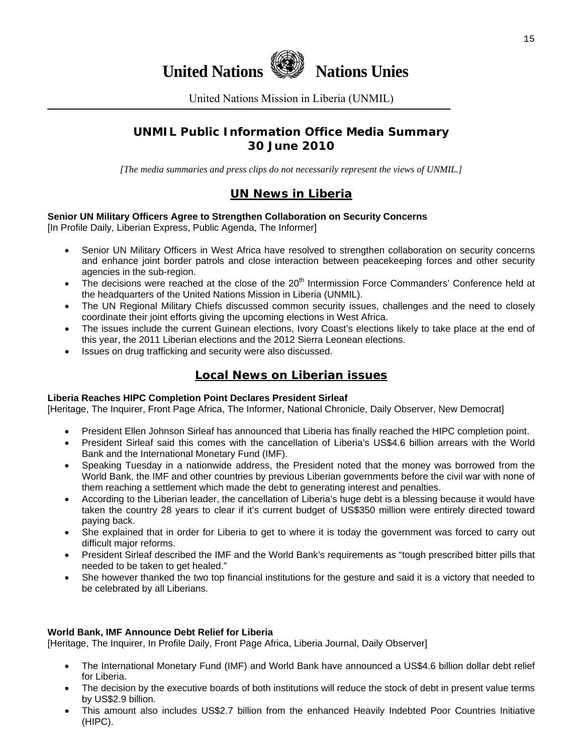# United Nations Nations Unies

United Nations Mission in Liberia (UNMIL)

## UNMIL Public Information Office Media Summary 30 June 2010

*[The media summaries and press clips do not necessarily represent the views of UNMIL.]*

## UN News in Liberia

**Senior UN Military Officers Agree to Strengthen Collaboration on Security Concerns**
[In Profile Daily, Liberian Express, Public Agenda, The Informer]

- Senior UN Military Officers in West Africa have resolved to strengthen collaboration on security concerns and enhance joint border patrols and close interaction between peacekeeping forces and other security agencies in the sub-region.
- The decisions were reached at the close of the 20th Intermission Force Commanders' Conference held at the headquarters of the United Nations Mission in Liberia (UNMIL).
- The UN Regional Military Chiefs discussed common security issues, challenges and the need to closely coordinate their joint efforts giving the upcoming elections in West Africa.
- The issues include the current Guinean elections, Ivory Coast's elections likely to take place at the end of this year, the 2011 Liberian elections and the 2012 Sierra Leonean elections.
- Issues on drug trafficking and security were also discussed.

## Local News on Liberian issues

**Liberia Reaches HIPC Completion Point Declares President Sirleaf**
[Heritage, The Inquirer, Front Page Africa, The Informer, National Chronicle, Daily Observer, New Democrat]

- President Ellen Johnson Sirleaf has announced that Liberia has finally reached the HIPC completion point.
- President Sirleaf said this comes with the cancellation of Liberia's US$4.6 billion arrears with the World Bank and the International Monetary Fund (IMF).
- Speaking Tuesday in a nationwide address, the President noted that the money was borrowed from the World Bank, the IMF and other countries by previous Liberian governments before the civil war with none of them reaching a settlement which made the debt to generating interest and penalties.
- According to the Liberian leader, the cancellation of Liberia's huge debt is a blessing because it would have taken the country 28 years to clear if it's current budget of US$350 million were entirely directed toward paying back.
- She explained that in order for Liberia to get to where it is today the government was forced to carry out difficult major reforms.
- President Sirleaf described the IMF and the World Bank's requirements as "tough prescribed bitter pills that needed to be taken to get healed."
- She however thanked the two top financial institutions for the gesture and said it is a victory that needed to be celebrated by all Liberians.

**World Bank, IMF Announce Debt Relief for Liberia**
[Heritage, The Inquirer, In Profile Daily, Front Page Africa, Liberia Journal, Daily Observer]

- The International Monetary Fund (IMF) and World Bank have announced a US$4.6 billion dollar debt relief for Liberia.
- The decision by the executive boards of both institutions will reduce the stock of debt in present value terms by US$2.9 billion.
- This amount also includes US$2.7 billion from the enhanced Heavily Indebted Poor Countries Initiative (HIPC).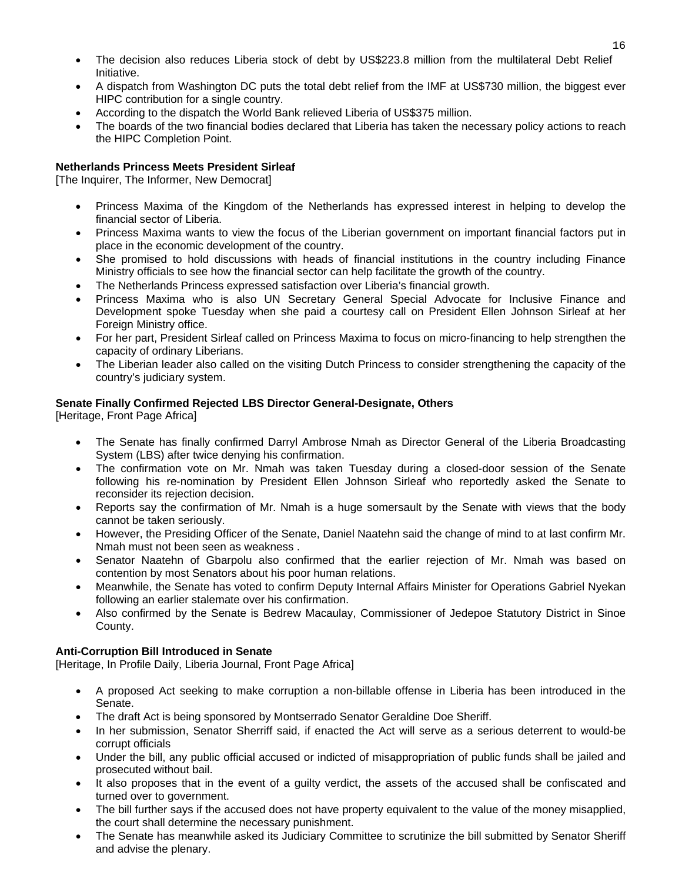- The decision also reduces Liberia stock of debt by US$223.8 million from the multilateral Debt Relief Initiative.
- A dispatch from Washington DC puts the total debt relief from the IMF at US$730 million, the biggest ever HIPC contribution for a single country.
- According to the dispatch the World Bank relieved Liberia of US$375 million.
- The boards of the two financial bodies declared that Liberia has taken the necessary policy actions to reach the HIPC Completion Point.

**Netherlands Princess Meets President Sirleaf**
[The Inquirer, The Informer, New Democrat]

- Princess Maxima of the Kingdom of the Netherlands has expressed interest in helping to develop the financial sector of Liberia.
- Princess Maxima wants to view the focus of the Liberian government on important financial factors put in place in the economic development of the country.
- She promised to hold discussions with heads of financial institutions in the country including Finance Ministry officials to see how the financial sector can help facilitate the growth of the country.
- The Netherlands Princess expressed satisfaction over Liberia's financial growth.
- Princess Maxima who is also UN Secretary General Special Advocate for Inclusive Finance and Development spoke Tuesday when she paid a courtesy call on President Ellen Johnson Sirleaf at her Foreign Ministry office.
- For her part, President Sirleaf called on Princess Maxima to focus on micro-financing to help strengthen the capacity of ordinary Liberians.
- The Liberian leader also called on the visiting Dutch Princess to consider strengthening the capacity of the country's judiciary system.

**Senate Finally Confirmed Rejected LBS Director General-Designate, Others**
[Heritage, Front Page Africa]

- The Senate has finally confirmed Darryl Ambrose Nmah as Director General of the Liberia Broadcasting System (LBS) after twice denying his confirmation.
- The confirmation vote on Mr. Nmah was taken Tuesday during a closed-door session of the Senate following his re-nomination by President Ellen Johnson Sirleaf who reportedly asked the Senate to reconsider its rejection decision.
- Reports say the confirmation of Mr. Nmah is a huge somersault by the Senate with views that the body cannot be taken seriously.
- However, the Presiding Officer of the Senate, Daniel Naatehn said the change of mind to at last confirm Mr. Nmah must not been seen as weakness .
- Senator Naatehn of Gbarpolu also confirmed that the earlier rejection of Mr. Nmah was based on contention by most Senators about his poor human relations.
- Meanwhile, the Senate has voted to confirm Deputy Internal Affairs Minister for Operations Gabriel Nyekan following an earlier stalemate over his confirmation.
- Also confirmed by the Senate is Bedrew Macaulay, Commissioner of Jedepoe Statutory District in Sinoe County.

**Anti-Corruption Bill Introduced in Senate**
[Heritage, In Profile Daily, Liberia Journal, Front Page Africa]

- A proposed Act seeking to make corruption a non-billable offense in Liberia has been introduced in the Senate.
- The draft Act is being sponsored by Montserrado Senator Geraldine Doe Sheriff.
- In her submission, Senator Sherriff said, if enacted the Act will serve as a serious deterrent to would-be corrupt officials
- Under the bill, any public official accused or indicted of misappropriation of public funds shall be jailed and prosecuted without bail.
- It also proposes that in the event of a guilty verdict, the assets of the accused shall be confiscated and turned over to government.
- The bill further says if the accused does not have property equivalent to the value of the money misapplied, the court shall determine the necessary punishment.
- The Senate has meanwhile asked its Judiciary Committee to scrutinize the bill submitted by Senator Sheriff and advise the plenary.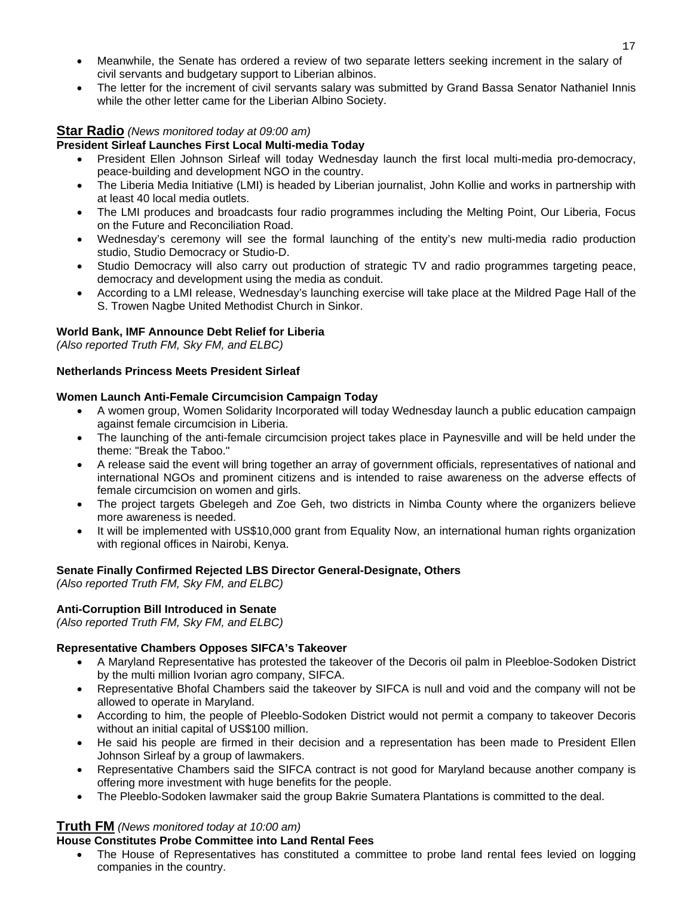- Meanwhile, the Senate has ordered a review of two separate letters seeking increment in the salary of civil servants and budgetary support to Liberian albinos.
- The letter for the increment of civil servants salary was submitted by Grand Bassa Senator Nathaniel Innis while the other letter came for the Liberian Albino Society.

## Star Radio *(News monitored today at 09:00 am)*

**President Sirleaf Launches First Local Multi-media Today**

- President Ellen Johnson Sirleaf will today Wednesday launch the first local multi-media pro-democracy, peace-building and development NGO in the country.
- The Liberia Media Initiative (LMI) is headed by Liberian journalist, John Kollie and works in partnership with at least 40 local media outlets.
- The LMI produces and broadcasts four radio programmes including the Melting Point, Our Liberia, Focus on the Future and Reconciliation Road.
- Wednesday's ceremony will see the formal launching of the entity's new multi-media radio production studio, Studio Democracy or Studio-D.
- Studio Democracy will also carry out production of strategic TV and radio programmes targeting peace, democracy and development using the media as conduit.
- According to a LMI release, Wednesday's launching exercise will take place at the Mildred Page Hall of the S. Trowen Nagbe United Methodist Church in Sinkor.

**World Bank, IMF Announce Debt Relief for Liberia**
*(Also reported Truth FM, Sky FM, and ELBC)*

**Netherlands Princess Meets President Sirleaf**

**Women Launch Anti-Female Circumcision Campaign Today**

- A women group, Women Solidarity Incorporated will today Wednesday launch a public education campaign against female circumcision in Liberia.
- The launching of the anti-female circumcision project takes place in Paynesville and will be held under the theme: "Break the Taboo."
- A release said the event will bring together an array of government officials, representatives of national and international NGOs and prominent citizens and is intended to raise awareness on the adverse effects of female circumcision on women and girls.
- The project targets Gbelegeh and Zoe Geh, two districts in Nimba County where the organizers believe more awareness is needed.
- It will be implemented with US$10,000 grant from Equality Now, an international human rights organization with regional offices in Nairobi, Kenya.

**Senate Finally Confirmed Rejected LBS Director General-Designate, Others**
*(Also reported Truth FM, Sky FM, and ELBC)*

**Anti-Corruption Bill Introduced in Senate**
*(Also reported Truth FM, Sky FM, and ELBC)*

**Representative Chambers Opposes SIFCA's Takeover**

- A Maryland Representative has protested the takeover of the Decoris oil palm in Pleebloe-Sodoken District by the multi million Ivorian agro company, SIFCA.
- Representative Bhofal Chambers said the takeover by SIFCA is null and void and the company will not be allowed to operate in Maryland.
- According to him, the people of Pleeblo-Sodoken District would not permit a company to takeover Decoris without an initial capital of US$100 million.
- He said his people are firmed in their decision and a representation has been made to President Ellen Johnson Sirleaf by a group of lawmakers.
- Representative Chambers said the SIFCA contract is not good for Maryland because another company is offering more investment with huge benefits for the people.
- The Pleeblo-Sodoken lawmaker said the group Bakrie Sumatera Plantations is committed to the deal.

## Truth FM *(News monitored today at 10:00 am)*

**House Constitutes Probe Committee into Land Rental Fees**

- The House of Representatives has constituted a committee to probe land rental fees levied on logging companies in the country.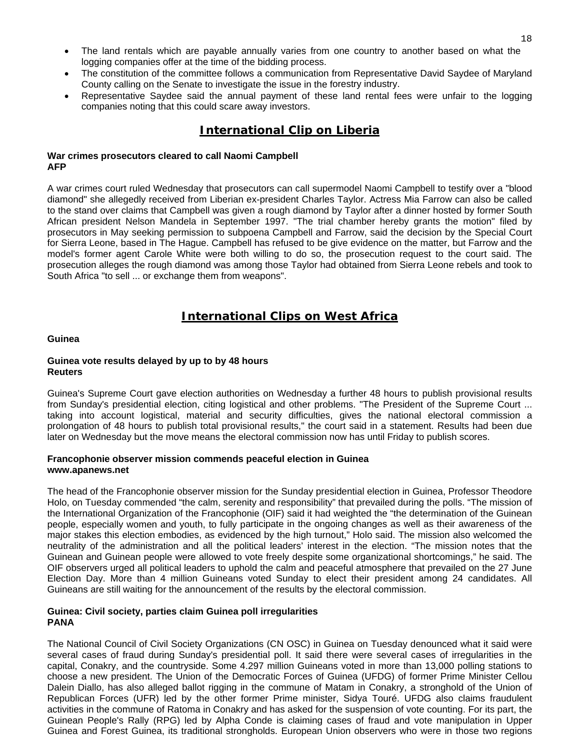- The land rentals which are payable annually varies from one country to another based on what the logging companies offer at the time of the bidding process.
- The constitution of the committee follows a communication from Representative David Saydee of Maryland County calling on the Senate to investigate the issue in the forestry industry.
- Representative Saydee said the annual payment of these land rental fees were unfair to the logging companies noting that this could scare away investors.

## International Clip on Liberia

**War crimes prosecutors cleared to call Naomi Campbell**
**AFP**

A war crimes court ruled Wednesday that prosecutors can call supermodel Naomi Campbell to testify over a "blood diamond" she allegedly received from Liberian ex-president Charles Taylor. Actress Mia Farrow can also be called to the stand over claims that Campbell was given a rough diamond by Taylor after a dinner hosted by former South African president Nelson Mandela in September 1997. "The trial chamber hereby grants the motion" filed by prosecutors in May seeking permission to subpoena Campbell and Farrow, said the decision by the Special Court for Sierra Leone, based in The Hague. Campbell has refused to be give evidence on the matter, but Farrow and the model's former agent Carole White were both willing to do so, the prosecution request to the court said. The prosecution alleges the rough diamond was among those Taylor had obtained from Sierra Leone rebels and took to South Africa "to sell ... or exchange them from weapons".

## International Clips on West Africa

**Guinea**

**Guinea vote results delayed by up to by 48 hours**
**Reuters**

Guinea's Supreme Court gave election authorities on Wednesday a further 48 hours to publish provisional results from Sunday's presidential election, citing logistical and other problems. "The President of the Supreme Court ... taking into account logistical, material and security difficulties, gives the national electoral commission a prolongation of 48 hours to publish total provisional results," the court said in a statement. Results had been due later on Wednesday but the move means the electoral commission now has until Friday to publish scores.

**Francophonie observer mission commends peaceful election in Guinea**
**www.apanews.net**

The head of the Francophonie observer mission for the Sunday presidential election in Guinea, Professor Theodore Holo, on Tuesday commended "the calm, serenity and responsibility" that prevailed during the polls. "The mission of the International Organization of the Francophonie (OIF) said it had weighted the "the determination of the Guinean people, especially women and youth, to fully participate in the ongoing changes as well as their awareness of the major stakes this election embodies, as evidenced by the high turnout," Holo said. The mission also welcomed the neutrality of the administration and all the political leaders' interest in the election. "The mission notes that the Guinean and Guinean people were allowed to vote freely despite some organizational shortcomings," he said. The OIF observers urged all political leaders to uphold the calm and peaceful atmosphere that prevailed on the 27 June Election Day. More than 4 million Guineans voted Sunday to elect their president among 24 candidates. All Guineans are still waiting for the announcement of the results by the electoral commission.

**Guinea: Civil society, parties claim Guinea poll irregularities**
**PANA**

The National Council of Civil Society Organizations (CN OSC) in Guinea on Tuesday denounced what it said were several cases of fraud during Sunday's presidential poll. It said there were several cases of irregularities in the capital, Conakry, and the countryside. Some 4.297 million Guineans voted in more than 13,000 polling stations to choose a new president. The Union of the Democratic Forces of Guinea (UFDG) of former Prime Minister Cellou Dalein Diallo, has also alleged ballot rigging in the commune of Matam in Conakry, a stronghold of the Union of Republican Forces (UFR) led by the other former Prime minister, Sidya Touré. UFDG also claims fraudulent activities in the commune of Ratoma in Conakry and has asked for the suspension of vote counting. For its part, the Guinean People's Rally (RPG) led by Alpha Conde is claiming cases of fraud and vote manipulation in Upper Guinea and Forest Guinea, its traditional strongholds. European Union observers who were in those two regions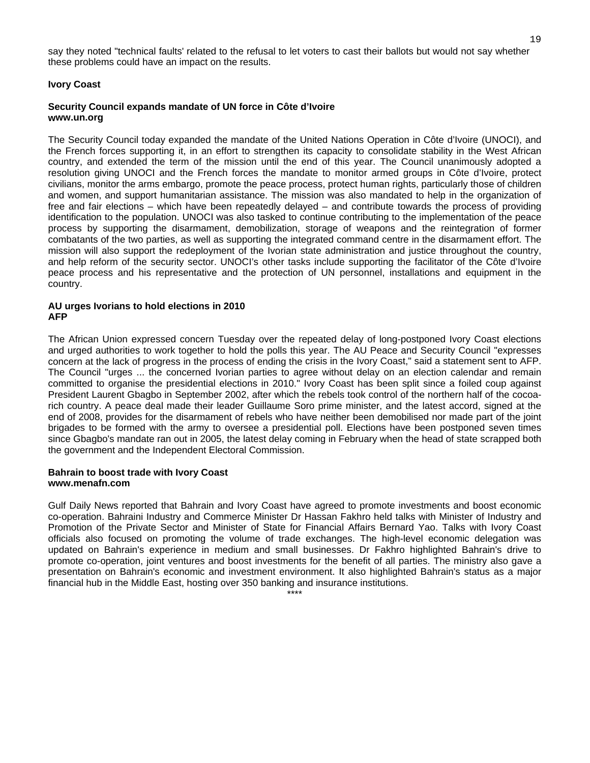say they noted "technical faults' related to the refusal to let voters to cast their ballots but would not say whether these problems could have an impact on the results.

## Ivory Coast

**Security Council expands mandate of UN force in Côte d'Ivoire**
**www.un.org**

The Security Council today expanded the mandate of the United Nations Operation in Côte d'Ivoire (UNOCI), and the French forces supporting it, in an effort to strengthen its capacity to consolidate stability in the West African country, and extended the term of the mission until the end of this year. The Council unanimously adopted a resolution giving UNOCI and the French forces the mandate to monitor armed groups in Côte d'Ivoire, protect civilians, monitor the arms embargo, promote the peace process, protect human rights, particularly those of children and women, and support humanitarian assistance. The mission was also mandated to help in the organization of free and fair elections – which have been repeatedly delayed – and contribute towards the process of providing identification to the population. UNOCI was also tasked to continue contributing to the implementation of the peace process by supporting the disarmament, demobilization, storage of weapons and the reintegration of former combatants of the two parties, as well as supporting the integrated command centre in the disarmament effort. The mission will also support the redeployment of the Ivorian state administration and justice throughout the country, and help reform of the security sector. UNOCI's other tasks include supporting the facilitator of the Côte d'Ivoire peace process and his representative and the protection of UN personnel, installations and equipment in the country.

**AU urges Ivorians to hold elections in 2010**
**AFP**

The African Union expressed concern Tuesday over the repeated delay of long-postponed Ivory Coast elections and urged authorities to work together to hold the polls this year. The AU Peace and Security Council "expresses concern at the lack of progress in the process of ending the crisis in the Ivory Coast," said a statement sent to AFP. The Council "urges ... the concerned Ivorian parties to agree without delay on an election calendar and remain committed to organise the presidential elections in 2010." Ivory Coast has been split since a foiled coup against President Laurent Gbagbo in September 2002, after which the rebels took control of the northern half of the cocoa-rich country. A peace deal made their leader Guillaume Soro prime minister, and the latest accord, signed at the end of 2008, provides for the disarmament of rebels who have neither been demobilised nor made part of the joint brigades to be formed with the army to oversee a presidential poll. Elections have been postponed seven times since Gbagbo's mandate ran out in 2005, the latest delay coming in February when the head of state scrapped both the government and the Independent Electoral Commission.

**Bahrain to boost trade with Ivory Coast**
**www.menafn.com**

Gulf Daily News reported that Bahrain and Ivory Coast have agreed to promote investments and boost economic co-operation. Bahraini Industry and Commerce Minister Dr Hassan Fakhro held talks with Minister of Industry and Promotion of the Private Sector and Minister of State for Financial Affairs Bernard Yao. Talks with Ivory Coast officials also focused on promoting the volume of trade exchanges. The high-level economic delegation was updated on Bahrain's experience in medium and small businesses. Dr Fakhro highlighted Bahrain's drive to promote co-operation, joint ventures and boost investments for the benefit of all parties. The ministry also gave a presentation on Bahrain's economic and investment environment. It also highlighted Bahrain's status as a major financial hub in the Middle East, hosting over 350 banking and insurance institutions.

****